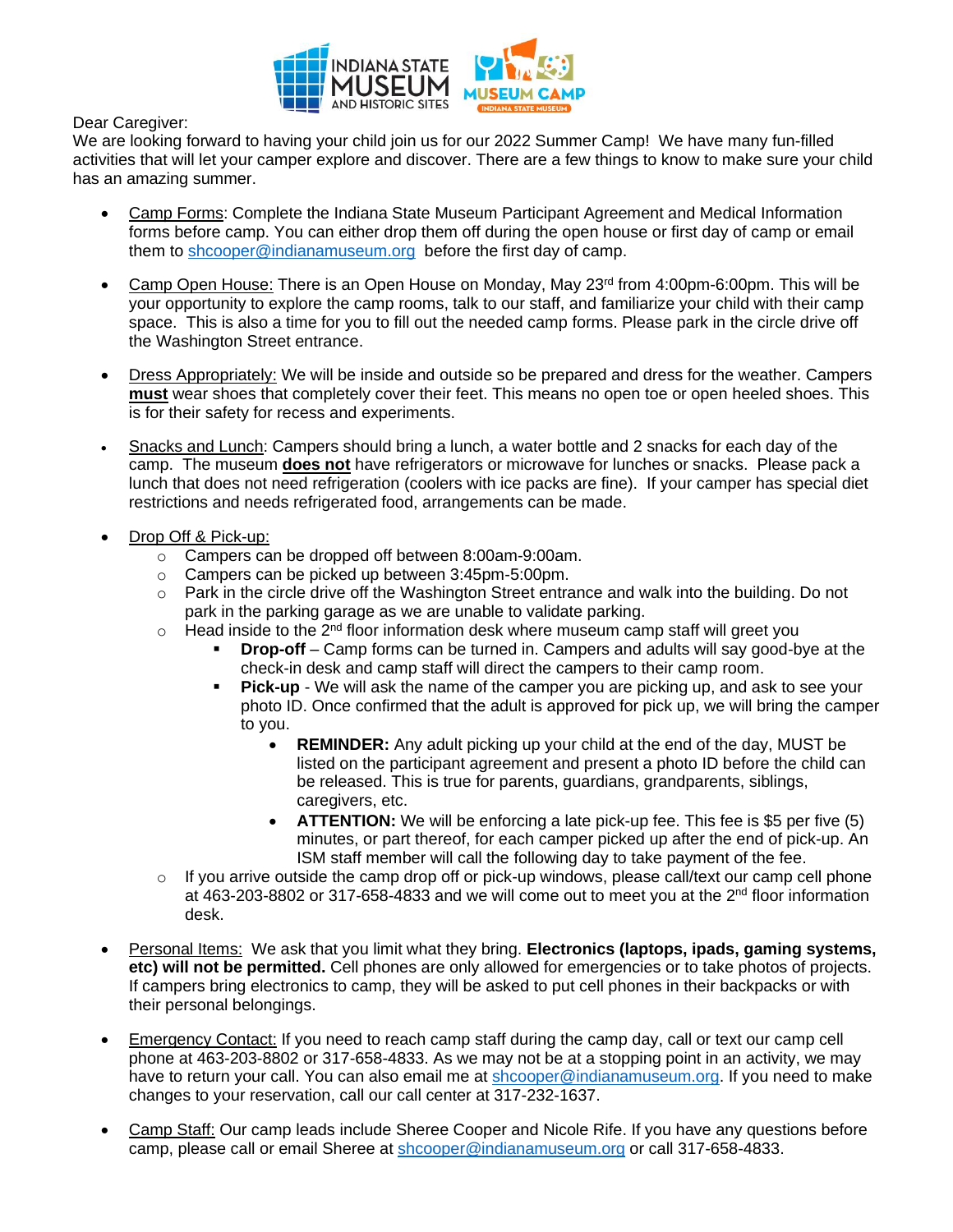Dear Caregiver:
We are looking forward to having your child join us for our 2022 Summer Camp! We have many fun-filled activities that will let your camper explore and discover. There are a few things to know to make sure your child has an amazing summer.

- Camp Forms: Complete the Indiana State Museum Participant Agreement and Medical Information forms before camp. You can either drop them off during the open house or first day of camp or email them to shcooper@indianamuseum.org before the first day of camp.

- Camp Open House: There is an Open House on Monday, May 23rd from 4:00pm-6:00pm. This will be your opportunity to explore the camp rooms, talk to our staff, and familiarize your child with their camp space. This is also a time for you to fill out the needed camp forms. Please park in the circle drive off the Washington Street entrance.

- Dress Appropriately: We will be inside and outside so be prepared and dress for the weather. Campers **must** wear shoes that completely cover their feet. This means no open toe or open heeled shoes. This is for their safety for recess and experiments.

- Snacks and Lunch: Campers should bring a lunch, a water bottle and 2 snacks for each day of the camp. The museum **does not** have refrigerators or microwave for lunches or snacks. Please pack a lunch that does not need refrigeration (coolers with ice packs are fine). If your camper has special diet restrictions and needs refrigerated food, arrangements can be made.

- Drop Off & Pick-up:
  - Campers can be dropped off between 8:00am-9:00am.
  - Campers can be picked up between 3:45pm-5:00pm.
  - Park in the circle drive off the Washington Street entrance and walk into the building. Do not park in the parking garage as we are unable to validate parking.
  - Head inside to the 2nd floor information desk where museum camp staff will greet you
    - **Drop-off** – Camp forms can be turned in. Campers and adults will say good-bye at the check-in desk and camp staff will direct the campers to their camp room.
    - **Pick-up** - We will ask the name of the camper you are picking up, and ask to see your photo ID. Once confirmed that the adult is approved for pick up, we will bring the camper to you.
      - **REMINDER:** Any adult picking up your child at the end of the day, MUST be listed on the participant agreement and present a photo ID before the child can be released. This is true for parents, guardians, grandparents, siblings, caregivers, etc.
      - **ATTENTION:** We will be enforcing a late pick-up fee. This fee is $5 per five (5) minutes, or part thereof, for each camper picked up after the end of pick-up. An ISM staff member will call the following day to take payment of the fee.
  - If you arrive outside the camp drop off or pick-up windows, please call/text our camp cell phone at 463-203-8802 or 317-658-4833 and we will come out to meet you at the 2nd floor information desk.

- Personal Items: We ask that you limit what they bring. **Electronics (laptops, ipads, gaming systems, etc) will not be permitted.** Cell phones are only allowed for emergencies or to take photos of projects. If campers bring electronics to camp, they will be asked to put cell phones in their backpacks or with their personal belongings.

- Emergency Contact: If you need to reach camp staff during the camp day, call or text our camp cell phone at 463-203-8802 or 317-658-4833. As we may not be at a stopping point in an activity, we may have to return your call. You can also email me at shcooper@indianamuseum.org. If you need to make changes to your reservation, call our call center at 317-232-1637.

- Camp Staff: Our camp leads include Sheree Cooper and Nicole Rife. If you have any questions before camp, please call or email Sheree at shcooper@indianamuseum.org or call 317-658-4833.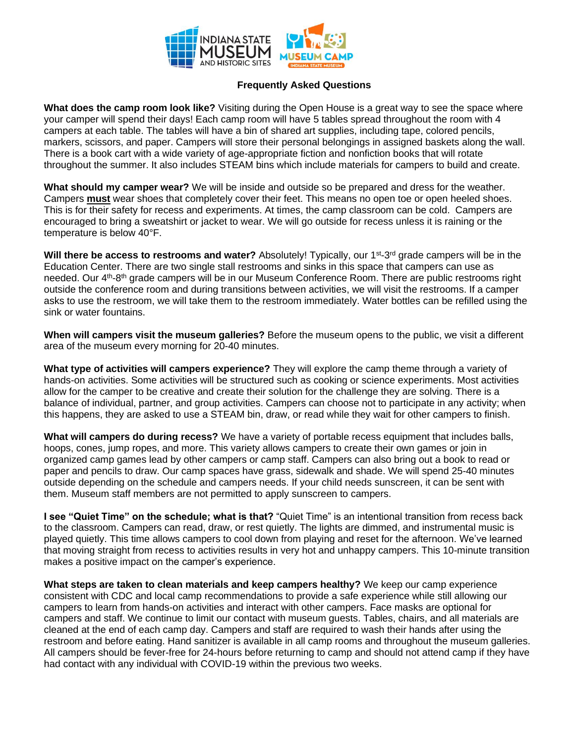## Frequently Asked Questions

**What does the camp room look like?** Visiting during the Open House is a great way to see the space where your camper will spend their days! Each camp room will have 5 tables spread throughout the room with 4 campers at each table. The tables will have a bin of shared art supplies, including tape, colored pencils, markers, scissors, and paper. Campers will store their personal belongings in assigned baskets along the wall. There is a book cart with a wide variety of age-appropriate fiction and nonfiction books that will rotate throughout the summer. It also includes STEAM bins which include materials for campers to build and create.

**What should my camper wear?** We will be inside and outside so be prepared and dress for the weather. Campers **must** wear shoes that completely cover their feet. This means no open toe or open heeled shoes. This is for their safety for recess and experiments. At times, the camp classroom can be cold. Campers are encouraged to bring a sweatshirt or jacket to wear. We will go outside for recess unless it is raining or the temperature is below 40°F.

**Will there be access to restrooms and water?** Absolutely! Typically, our 1st-3rd grade campers will be in the Education Center. There are two single stall restrooms and sinks in this space that campers can use as needed. Our 4th-8th grade campers will be in our Museum Conference Room. There are public restrooms right outside the conference room and during transitions between activities, we will visit the restrooms. If a camper asks to use the restroom, we will take them to the restroom immediately. Water bottles can be refilled using the sink or water fountains.

**When will campers visit the museum galleries?** Before the museum opens to the public, we visit a different area of the museum every morning for 20-40 minutes.

**What type of activities will campers experience?** They will explore the camp theme through a variety of hands-on activities. Some activities will be structured such as cooking or science experiments. Most activities allow for the camper to be creative and create their solution for the challenge they are solving. There is a balance of individual, partner, and group activities. Campers can choose not to participate in any activity; when this happens, they are asked to use a STEAM bin, draw, or read while they wait for other campers to finish.

**What will campers do during recess?** We have a variety of portable recess equipment that includes balls, hoops, cones, jump ropes, and more. This variety allows campers to create their own games or join in organized camp games lead by other campers or camp staff. Campers can also bring out a book to read or paper and pencils to draw. Our camp spaces have grass, sidewalk and shade. We will spend 25-40 minutes outside depending on the schedule and campers needs. If your child needs sunscreen, it can be sent with them. Museum staff members are not permitted to apply sunscreen to campers.

**I see "Quiet Time" on the schedule; what is that?** "Quiet Time" is an intentional transition from recess back to the classroom. Campers can read, draw, or rest quietly. The lights are dimmed, and instrumental music is played quietly. This time allows campers to cool down from playing and reset for the afternoon. We've learned that moving straight from recess to activities results in very hot and unhappy campers. This 10-minute transition makes a positive impact on the camper's experience.

**What steps are taken to clean materials and keep campers healthy?** We keep our camp experience consistent with CDC and local camp recommendations to provide a safe experience while still allowing our campers to learn from hands-on activities and interact with other campers. Face masks are optional for campers and staff. We continue to limit our contact with museum guests. Tables, chairs, and all materials are cleaned at the end of each camp day. Campers and staff are required to wash their hands after using the restroom and before eating. Hand sanitizer is available in all camp rooms and throughout the museum galleries. All campers should be fever-free for 24-hours before returning to camp and should not attend camp if they have had contact with any individual with COVID-19 within the previous two weeks.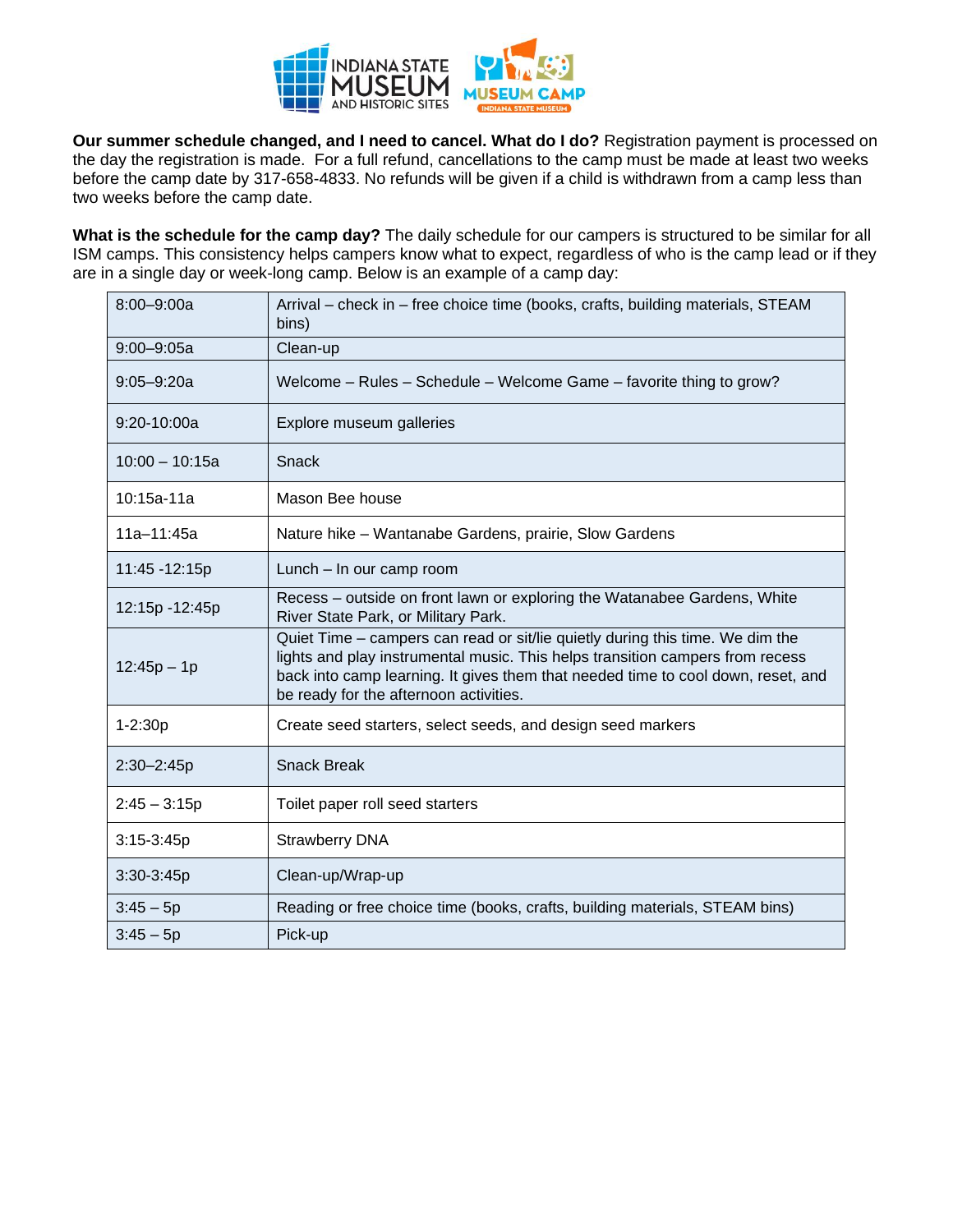**Our summer schedule changed, and I need to cancel. What do I do?** Registration payment is processed on the day the registration is made. For a full refund, cancellations to the camp must be made at least two weeks before the camp date by 317-658-4833. No refunds will be given if a child is withdrawn from a camp less than two weeks before the camp date.

**What is the schedule for the camp day?** The daily schedule for our campers is structured to be similar for all ISM camps. This consistency helps campers know what to expect, regardless of who is the camp lead or if they are in a single day or week-long camp. Below is an example of a camp day:

| | |
|---|---|
| 8:00–9:00a | Arrival – check in – free choice time (books, crafts, building materials, STEAM bins) |
| 9:00–9:05a | Clean-up |
| 9:05–9:20a | Welcome – Rules – Schedule – Welcome Game – favorite thing to grow? |
| 9:20-10:00a | Explore museum galleries |
| 10:00 – 10:15a | Snack |
| 10:15a-11a | Mason Bee house |
| 11a–11:45a | Nature hike – Wantanabe Gardens, prairie, Slow Gardens |
| 11:45 -12:15p | Lunch – In our camp room |
| 12:15p -12:45p | Recess – outside on front lawn or exploring the Watanabee Gardens, White River State Park, or Military Park. |
| 12:45p – 1p | Quiet Time – campers can read or sit/lie quietly during this time. We dim the lights and play instrumental music. This helps transition campers from recess back into camp learning. It gives them that needed time to cool down, reset, and be ready for the afternoon activities. |
| 1-2:30p | Create seed starters, select seeds, and design seed markers |
| 2:30–2:45p | Snack Break |
| 2:45 – 3:15p | Toilet paper roll seed starters |
| 3:15-3:45p | Strawberry DNA |
| 3:30-3:45p | Clean-up/Wrap-up |
| 3:45 – 5p | Reading or free choice time (books, crafts, building materials, STEAM bins) |
| 3:45 – 5p | Pick-up |